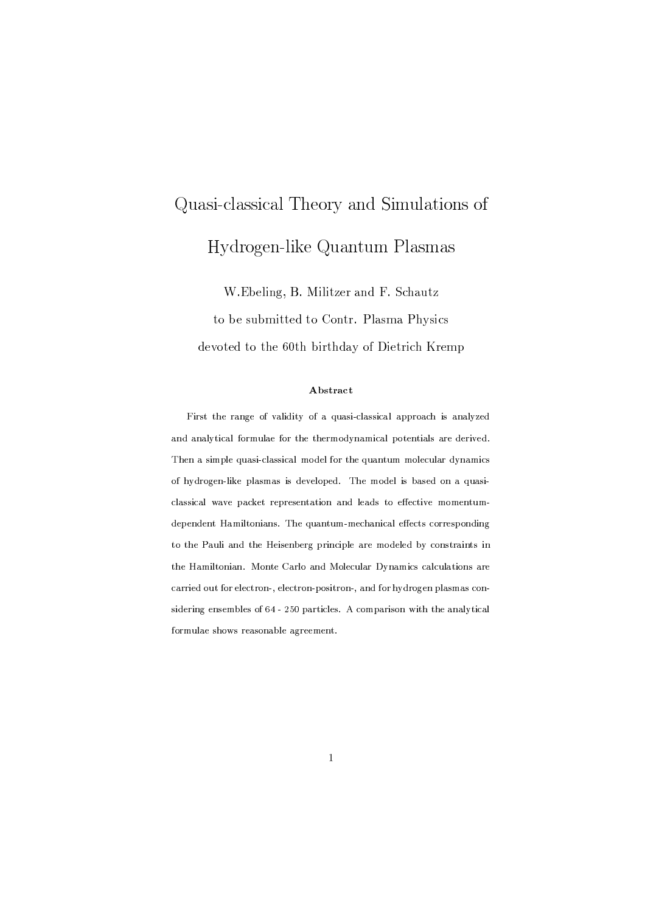# Quasi-classical Theory and Simulations of Hydrogen-like Quantum Plasmas

W.Ebeling, B. Militzer and F. Schautz

to be submitted to Contr. Plasma Physics

devoted to the 60th birthday of Dietrich Kremp

### Abstract

First the range of validity of a quasi-classical approach is analyzed and analytical formulae for the thermodynamical potentials are derived. Then a simple quasi-classical model for the quantum molecular dynamics of hydrogen-like plasmas is developed. The model is based on a quasi-classical wave packet representation and leads to effective momentum-dependent Hamiltonians. The quantum-mechanical effects corresponding to the Pauli and the Heisenberg principle are modeled by constraints in the Hamiltonian. Monte Carlo and Molecular Dynamics calculations are carried out for electron-, electron-positron-, and for hydrogen plasmas considering ensembles of 64 - 250 particles. A comparison with the analytical formulae shows reasonable agreement.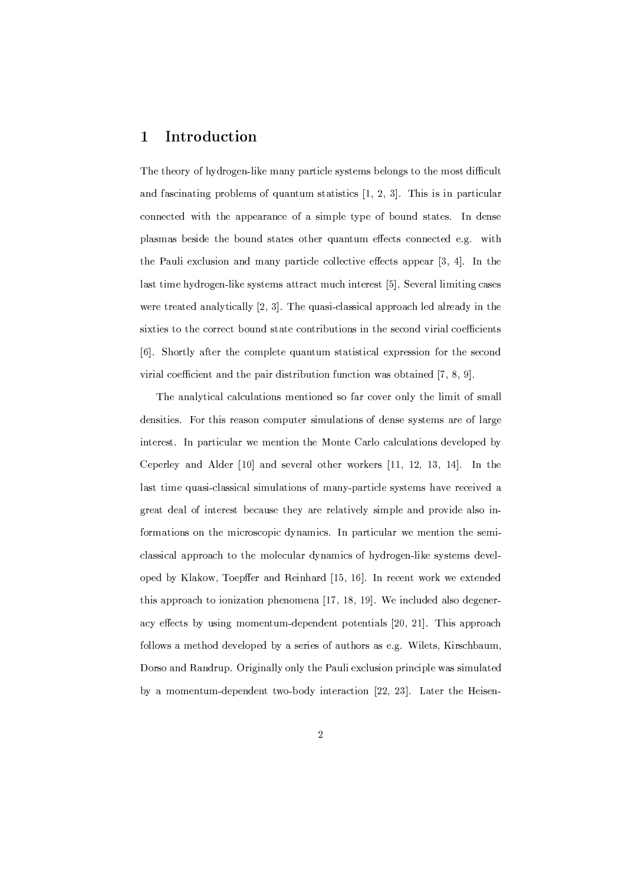# 1 Introduction

The theory of hydrogen-like many particle systems belongs to the most difficult and fascinating problems of quantum statistics [1, 2, 3]. This is in particular connected with the appearance of a simple type of bound states. In dense plasmas beside the bound states other quantum effects connected e.g. with the Pauli exclusion and many particle collective effects appear [3, 4]. In the last time hydrogen-like systems attract much interest [5]. Several limiting cases were treated analytically [2, 3]. The quasi-classical approach led already in the sixties to the correct bound state contributions in the second virial coefficients [6]. Shortly after the complete quantum statistical expression for the second virial coefficient and the pair distribution function was obtained [7, 8, 9].

The analytical calculations mentioned so far cover only the limit of small densities. For this reason computer simulations of dense systems are of large interest. In particular we mention the Monte Carlo calculations developed by Ceperley and Alder [10] and several other workers [11, 12, 13, 14]. In the last time quasi-classical simulations of many-particle systems have received a great deal of interest because they are relatively simple and provide also informations on the microscopic dynamics. In particular we mention the semi-classical approach to the molecular dynamics of hydrogen-like systems developed by Klakow, Toepffer and Reinhard [15, 16]. In recent work we extended this approach to ionization phenomena [17, 18, 19]. We included also degeneracy effects by using momentum-dependent potentials [20, 21]. This approach follows a method developed by a series of authors as e.g. Wilets, Kirschbaum, Dorso and Randrup. Originally only the Pauli exclusion principle was simulated by a momentum-dependent two-body interaction [22, 23]. Later the Heisen-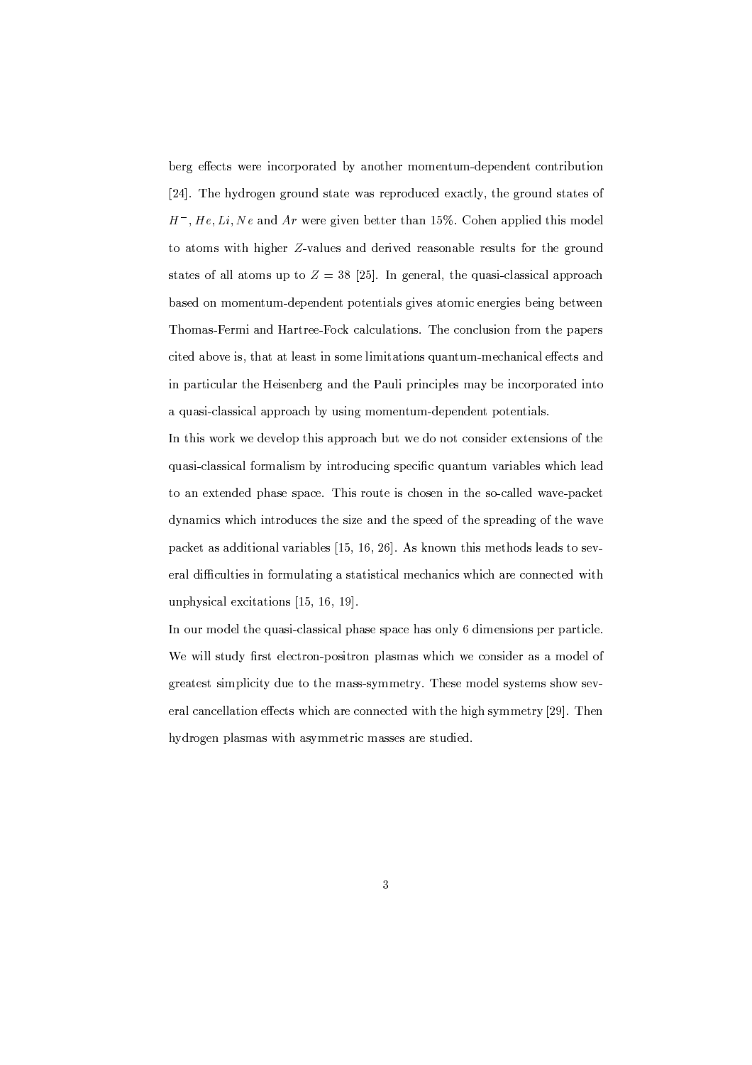berg effects were incorporated by another momentum-dependent contribution [24]. The hydrogen ground state was reproduced exactly, the ground states of $H^-$, $He$, $Li$, $Ne$ and $Ar$ were given better than 15%. Cohen applied this model to atoms with higher $Z$-values and derived reasonable results for the ground states of all atoms up to $Z = 38$ [25]. In general, the quasi-classical approach based on momentum-dependent potentials gives atomic energies being between Thomas-Fermi and Hartree-Fock calculations. The conclusion from the papers cited above is, that at least in some limitations quantum-mechanical effects and in particular the Heisenberg and the Pauli principles may be incorporated into a quasi-classical approach by using momentum-dependent potentials.

In this work we develop this approach but we do not consider extensions of the quasi-classical formalism by introducing specific quantum variables which lead to an extended phase space. This route is chosen in the so-called wave-packet dynamics which introduces the size and the speed of the spreading of the wave packet as additional variables [15, 16, 26]. As known this methods leads to several difficulties in formulating a statistical mechanics which are connected with unphysical excitations [15, 16, 19].

In our model the quasi-classical phase space has only 6 dimensions per particle. We will study first electron-positron plasmas which we consider as a model of greatest simplicity due to the mass-symmetry. These model systems show several cancellation effects which are connected with the high symmetry [29]. Then hydrogen plasmas with asymmetric masses are studied.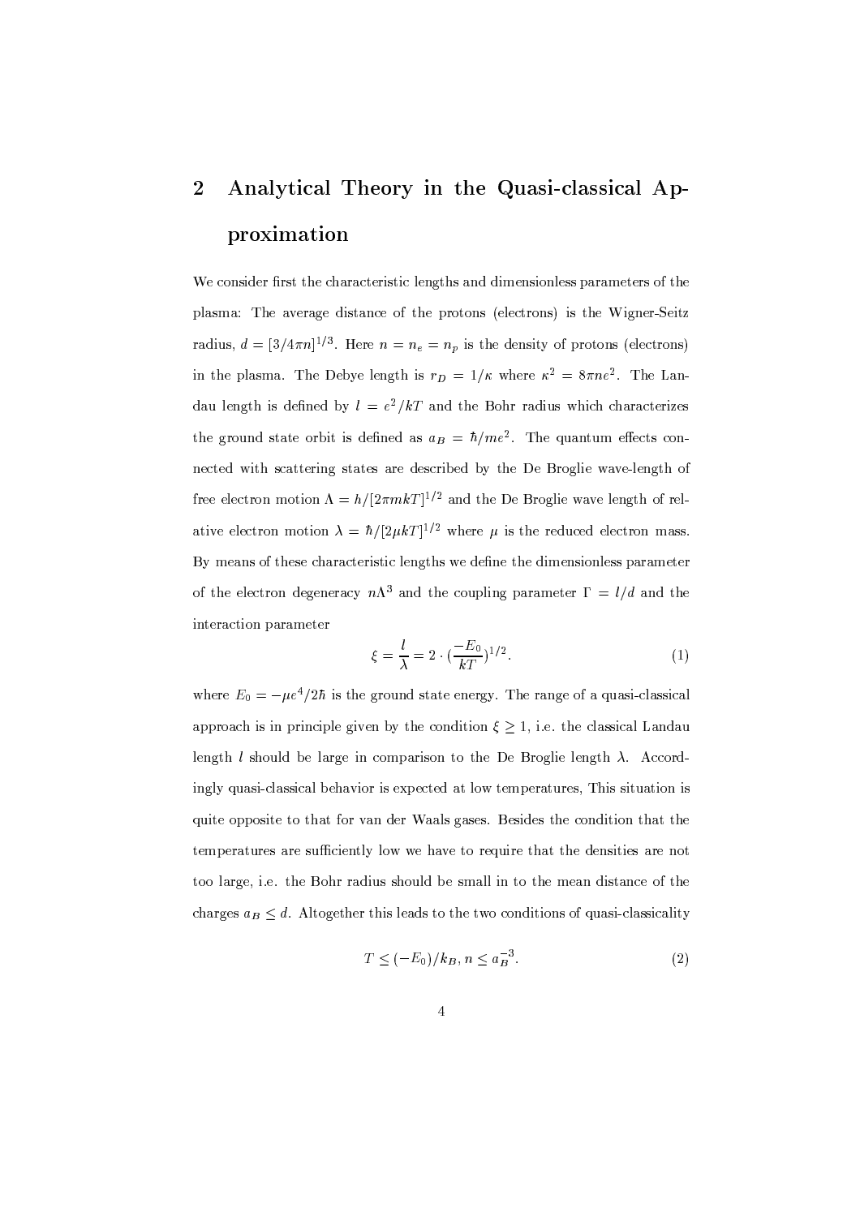## 2 Analytical Theory in the Quasi-classical Approximation

We consider first the characteristic lengths and dimensionless parameters of the plasma: The average distance of the protons (electrons) is the Wigner-Seitz radius, $d = [3/4\pi n]^{1/3}$. Here $n = n_e = n_p$ is the density of protons (electrons) in the plasma. The Debye length is $r_D = 1/\kappa$ where $\kappa^2 = 8\pi n e^2$. The Landau length is defined by $l = e^2/kT$ and the Bohr radius which characterizes the ground state orbit is defined as $a_B = \hbar/me^2$. The quantum effects connected with scattering states are described by the De Broglie wave-length of free electron motion $\Lambda = h/[2\pi mkT]^{1/2}$ and the De Broglie wave length of relative electron motion $\lambda = \hbar/[2\mu kT]^{1/2}$ where $\mu$ is the reduced electron mass. By means of these characteristic lengths we define the dimensionless parameter of the electron degeneracy $n\Lambda^3$ and the coupling parameter $\Gamma = l/d$ and the interaction parameter

$$\xi = \frac{l}{\lambda} = 2 \cdot (\frac{-E_0}{kT})^{1/2}. \tag{1}$$

where $E_0 = -\mu e^4/2\hbar$ is the ground state energy. The range of a quasi-classical approach is in principle given by the condition $\xi \geq 1$, i.e. the classical Landau length $l$ should be large in comparison to the De Broglie length $\lambda$. Accordingly quasi-classical behavior is expected at low temperatures, This situation is quite opposite to that for van der Waals gases. Besides the condition that the temperatures are sufficiently low we have to require that the densities are not too large, i.e. the Bohr radius should be small in to the mean distance of the charges $a_B \leq d$. Altogether this leads to the two conditions of quasi-classicality

$$T \leq (-E_0)/k_B, n \leq a_B^{-3}. \tag{2}$$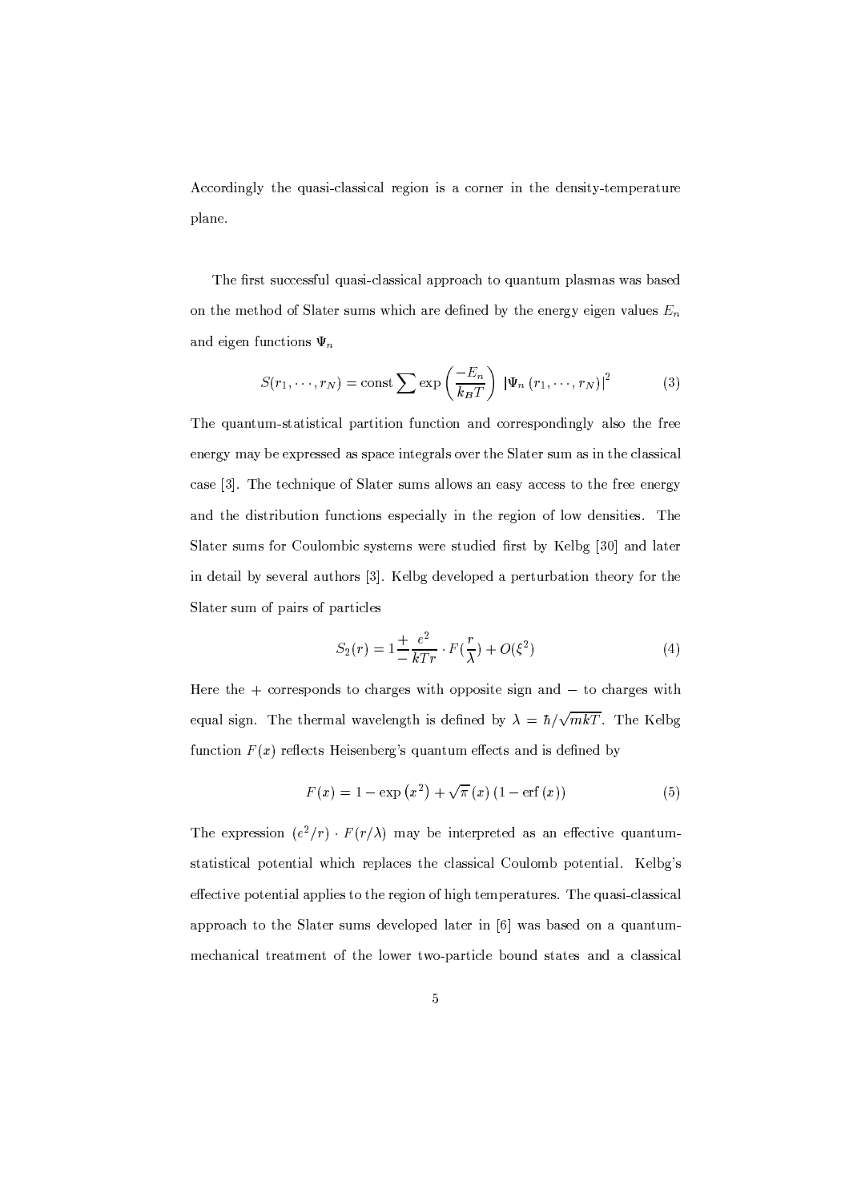Accordingly the quasi-classical region is a corner in the density-temperature plane.

The first successful quasi-classical approach to quantum plasmas was based on the method of Slater sums which are defined by the energy eigen values $E_n$ and eigen functions $\Psi_n$

$$S(r_1, \cdots, r_N) = \text{const} \sum \exp\left(\frac{-E_n}{k_B T}\right) \left|\Psi_n\left(r_1, \cdots, r_N\right)\right|^2 \tag{3}$$

The quantum-statistical partition function and correspondingly also the free energy may be expressed as space integrals over the Slater sum as in the classical case [3]. The technique of Slater sums allows an easy access to the free energy and the distribution functions especially in the region of low densities. The Slater sums for Coulombic systems were studied first by Kelbg [30] and later in detail by several authors [3]. Kelbg developed a perturbation theory for the Slater sum of pairs of particles

$$S_2(r) = 1 \frac{+}{-} \frac{e^2}{kTr} \cdot F(\frac{r}{\lambda}) + O(\xi^2) \tag{4}$$

Here the $+$ corresponds to charges with opposite sign and $-$ to charges with equal sign. The thermal wavelength is defined by $\lambda = \hbar/\sqrt{mkT}$. The Kelbg function $F(x)$ reflects Heisenberg's quantum effects and is defined by

$$F(x) = 1 - \exp\left(x^2\right) + \sqrt{\pi}\left(x\right)\left(1 - \text{erf}\left(x\right)\right) \tag{5}$$

The expression $(e^2/r) \cdot F(r/\lambda)$ may be interpreted as an effective quantum-statistical potential which replaces the classical Coulomb potential. Kelbg's effective potential applies to the region of high temperatures. The quasi-classical approach to the Slater sums developed later in [6] was based on a quantum-mechanical treatment of the lower two-particle bound states and a classical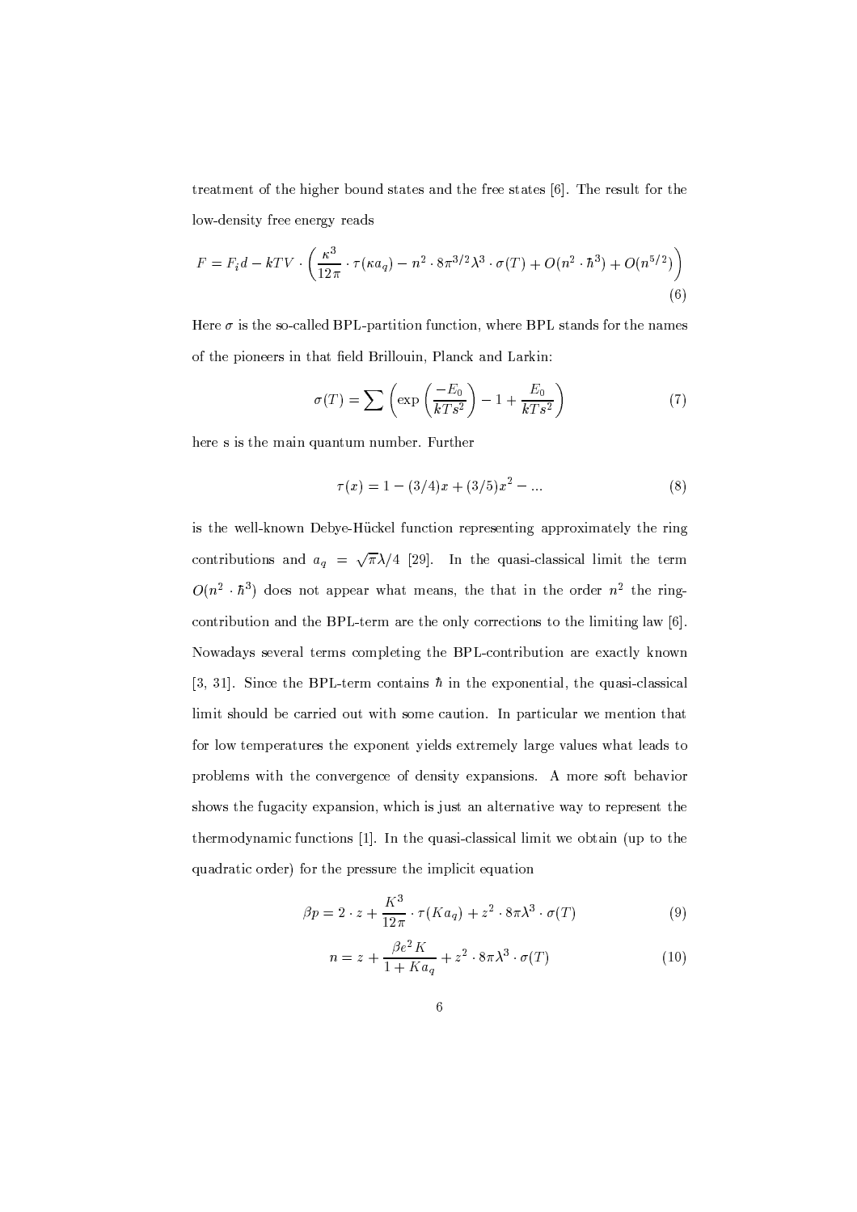treatment of the higher bound states and the free states [6]. The result for the low-density free energy reads

$$F = F_i d - kTV \cdot \left( \frac{\kappa^3}{12\pi} \cdot \tau(\kappa a_q) - n^2 \cdot 8\pi^{3/2} \lambda^3 \cdot \sigma(T) + O(n^2 \cdot \hbar^3) + O(n^{5/2}) \right) \tag{6}$$

Here $\sigma$ is the so-called BPL-partition function, where BPL stands for the names of the pioneers in that field Brillouin, Planck and Larkin:

$$\sigma(T) = \sum \left( \exp\left( \frac{-E_0}{kTs^2} \right) - 1 + \frac{E_0}{kTs^2} \right) \tag{7}$$

here s is the main quantum number. Further

$$\tau(x) = 1 - (3/4)x + (3/5)x^2 - ... \tag{8}$$

is the well-known Debye-Hückel function representing approximately the ring contributions and $a_q = \sqrt{\pi}\lambda/4$ [29]. In the quasi-classical limit the term $O(n^2 \cdot \hbar^3)$ does not appear what means, the that in the order $n^2$ the ring-contribution and the BPL-term are the only corrections to the limiting law [6]. Nowadays several terms completing the BPL-contribution are exactly known [3, 31]. Since the BPL-term contains $\hbar$ in the exponential, the quasi-classical limit should be carried out with some caution. In particular we mention that for low temperatures the exponent yields extremely large values what leads to problems with the convergence of density expansions. A more soft behavior shows the fugacity expansion, which is just an alternative way to represent the thermodynamic functions [1]. In the quasi-classical limit we obtain (up to the quadratic order) for the pressure the implicit equation

$$\beta p = 2 \cdot z + \frac{K^3}{12\pi} \cdot \tau(K a_q) + z^2 \cdot 8\pi\lambda^3 \cdot \sigma(T) \tag{9}$$

$$n = z + \frac{\beta e^2 K}{1 + K a_q} + z^2 \cdot 8\pi\lambda^3 \cdot \sigma(T) \tag{10}$$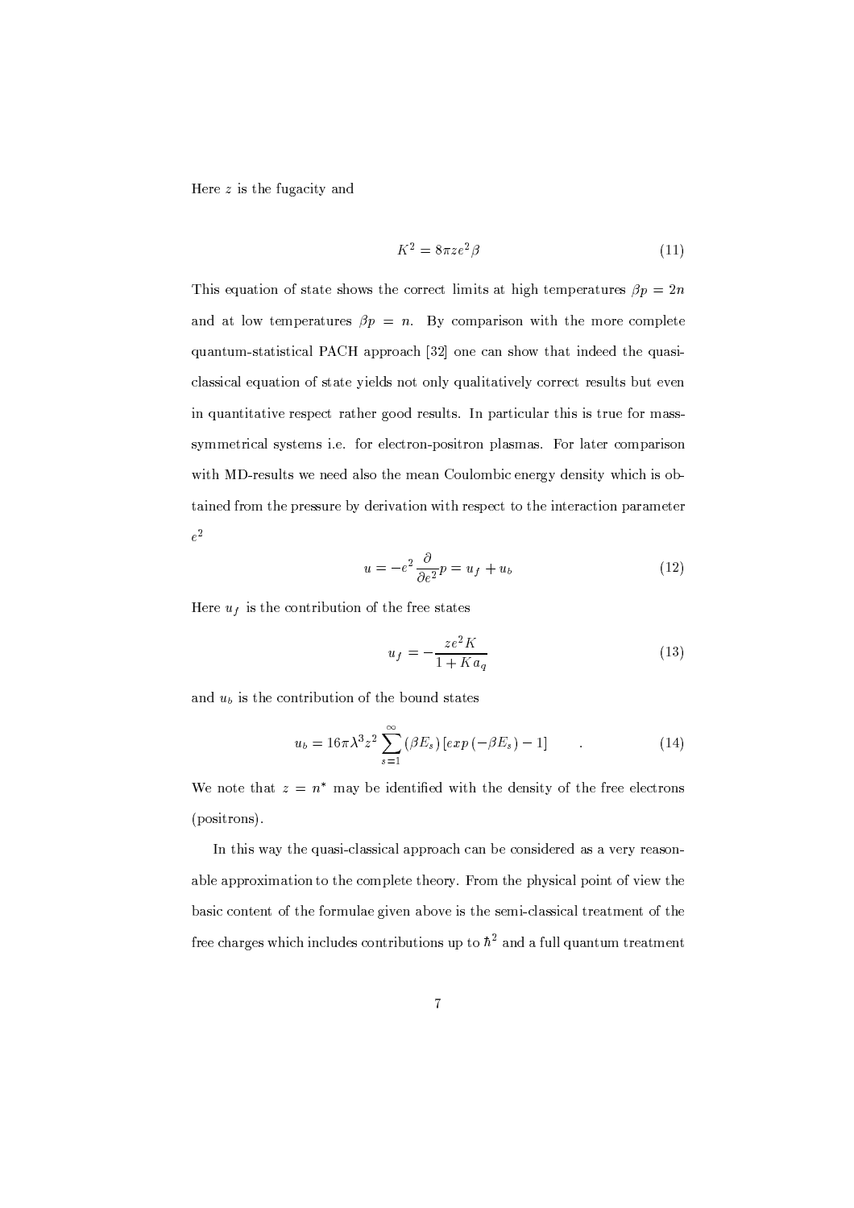Here $z$ is the fugacity and

$$K^2 = 8\pi z e^2 \beta \tag{11}$$

This equation of state shows the correct limits at high temperatures $\beta p = 2n$ and at low temperatures $\beta p = n$. By comparison with the more complete quantum-statistical PACH approach [32] one can show that indeed the quasi-classical equation of state yields not only qualitatively correct results but even in quantitative respect rather good results. In particular this is true for mass-symmetrical systems i.e. for electron-positron plasmas. For later comparison with MD-results we need also the mean Coulombic energy density which is obtained from the pressure by derivation with respect to the interaction parameter $e^2$

$$u = -e^2 \frac{\partial}{\partial e^2} p = u_f + u_b \tag{12}$$

Here $u_f$ is the contribution of the free states

$$u_f = -\frac{z e^2 K}{1 + K a_q} \tag{13}$$

and $u_b$ is the contribution of the bound states

$$u_b = 16\pi \lambda^3 z^2 \sum_{s=1}^{\infty} (\beta E_s) \left[ exp\left(-\beta E_s\right) - 1 \right] \qquad . \tag{14}$$

We note that $z = n^*$ may be identified with the density of the free electrons (positrons).

In this way the quasi-classical approach can be considered as a very reasonable approximation to the complete theory. From the physical point of view the basic content of the formulae given above is the semi-classical treatment of the free charges which includes contributions up to $\hbar^2$ and a full quantum treatment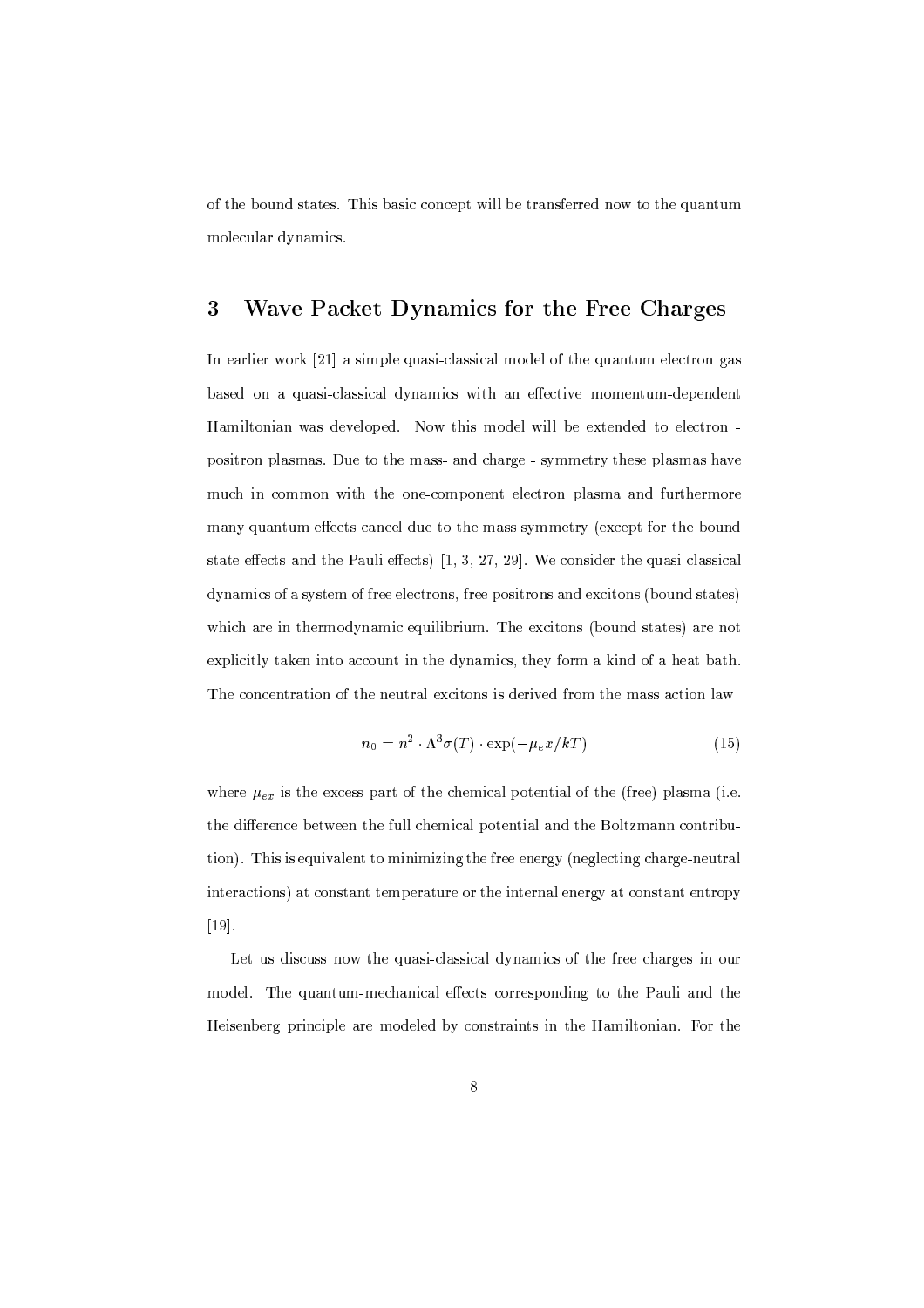of the bound states. This basic concept will be transferred now to the quantum molecular dynamics.

## 3 Wave Packet Dynamics for the Free Charges

In earlier work [21] a simple quasi-classical model of the quantum electron gas based on a quasi-classical dynamics with an effective momentum-dependent Hamiltonian was developed. Now this model will be extended to electron - positron plasmas. Due to the mass- and charge - symmetry these plasmas have much in common with the one-component electron plasma and furthermore many quantum effects cancel due to the mass symmetry (except for the bound state effects and the Pauli effects) [1, 3, 27, 29]. We consider the quasi-classical dynamics of a system of free electrons, free positrons and excitons (bound states) which are in thermodynamic equilibrium. The excitons (bound states) are not explicitly taken into account in the dynamics, they form a kind of a heat bath. The concentration of the neutral excitons is derived from the mass action law

$$n_0 = n^2 \cdot \Lambda^3 \sigma(T) \cdot \exp(-\mu_e x / kT) \tag{15}$$

where $\mu_{ex}$ is the excess part of the chemical potential of the (free) plasma (i.e. the difference between the full chemical potential and the Boltzmann contribution). This is equivalent to minimizing the free energy (neglecting charge-neutral interactions) at constant temperature or the internal energy at constant entropy [19].

Let us discuss now the quasi-classical dynamics of the free charges in our model. The quantum-mechanical effects corresponding to the Pauli and the Heisenberg principle are modeled by constraints in the Hamiltonian. For the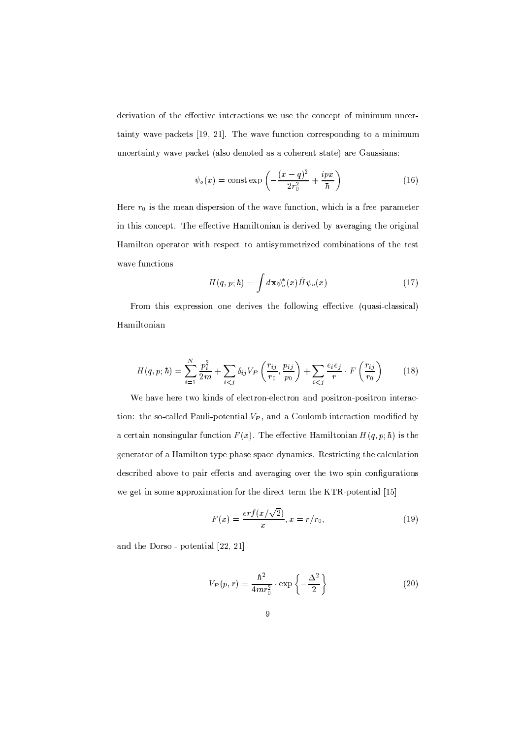derivation of the effective interactions we use the concept of minimum uncertainty wave packets [19, 21]. The wave function corresponding to a minimum uncertainty wave packet (also denoted as a coherent state) are Gaussians:

$$\psi_o(x) = \text{const} \exp\left(-\frac{(x-q)^2}{2r_0^2} + \frac{ipx}{\hbar}\right) \tag{16}$$

Here $r_0$ is the mean dispersion of the wave function, which is a free parameter in this concept. The effective Hamiltonian is derived by averaging the original Hamilton operator with respect to antisymmetrized combinations of the test wave functions

$$H(q,p;\hbar) = \int d\mathbf{x} \psi_o^*(x) \hat{H} \psi_o(x) \tag{17}$$

From this expression one derives the following effective (quasi-classical) Hamiltonian

$$H(q,p;\hbar) = \sum_{i=1}^{N} \frac{p_i^2}{2m} + \sum_{i<j} \delta_{ij} V_P\left(\frac{r_{ij}}{r_0}, \frac{p_{ij}}{p_0}\right) + \sum_{i<j} \frac{e_i e_j}{r} \cdot F\left(\frac{r_{ij}}{r_0}\right) \tag{18}$$

We have here two kinds of electron-electron and positron-positron interaction: the so-called Pauli-potential $V_P$, and a Coulomb interaction modified by a certain nonsingular function $F(x)$. The effective Hamiltonian $H(q,p;\hbar)$ is the generator of a Hamilton type phase space dynamics. Restricting the calculation described above to pair effects and averaging over the two spin configurations we get in some approximation for the direct term the KTR-potential [15]

$$F(x) = \frac{erf(x/\sqrt{2})}{x}, x = r/r_0, \tag{19}$$

and the Dorso - potential [22, 21]

$$V_P(p,r) = \frac{\hbar^2}{4mr_0^2} \cdot \exp\left\{-\frac{\Delta^2}{2}\right\} \tag{20}$$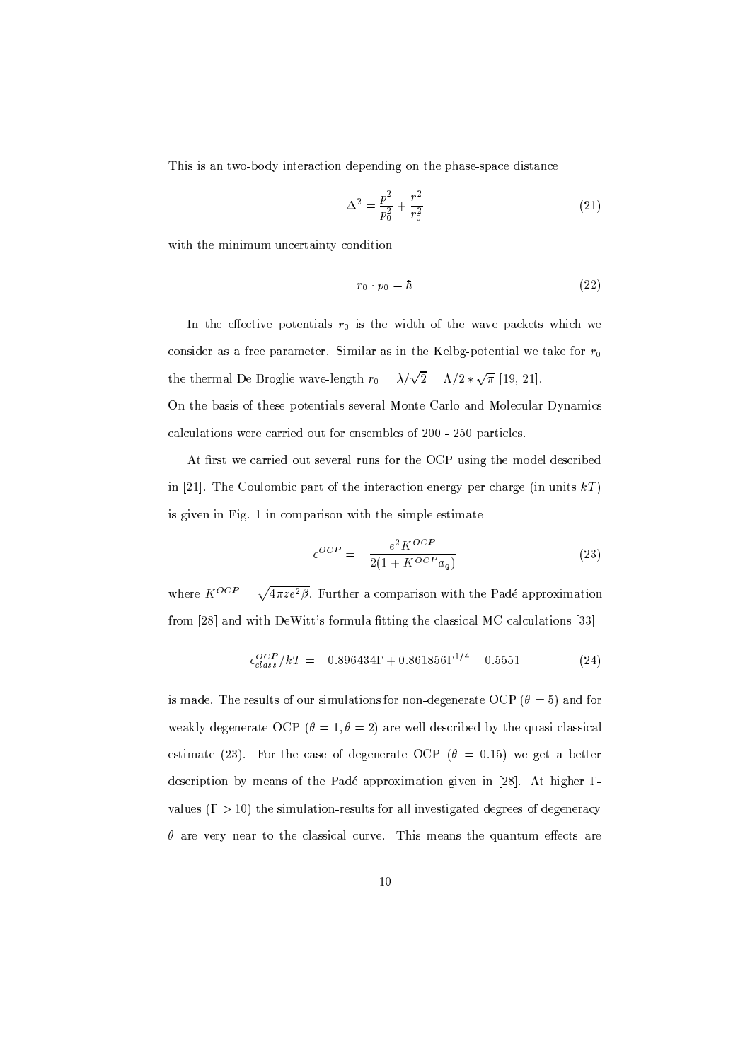This is an two-body interaction depending on the phase-space distance

$$\Delta^2 = \frac{p^2}{p_0^2} + \frac{r^2}{r_0^2} \tag{21}$$

with the minimum uncertainty condition

$$r_0 \cdot p_0 = \hbar \tag{22}$$

In the effective potentials $r_0$ is the width of the wave packets which we consider as a free parameter. Similar as in the Kelbg-potential we take for $r_0$ the thermal De Broglie wave-length $r_0 = \lambda/\sqrt{2} = \Lambda/2 * \sqrt{\pi}$ [19, 21].

On the basis of these potentials several Monte Carlo and Molecular Dynamics calculations were carried out for ensembles of 200 - 250 particles.

At first we carried out several runs for the OCP using the model described in [21]. The Coulombic part of the interaction energy per charge (in units $kT$) is given in Fig. 1 in comparison with the simple estimate

$$\epsilon^{OCP} = -\frac{e^2 K^{OCP}}{2(1 + K^{OCP} a_q)} \tag{23}$$

where $K^{OCP} = \sqrt{4\pi z e^2 \beta}$. Further a comparison with the Padé approximation from [28] and with DeWitt's formula fitting the classical MC-calculations [33]

$$\epsilon_{class}^{OCP}/kT = -0.896434\Gamma + 0.861856\Gamma^{1/4} - 0.5551 \tag{24}$$

is made. The results of our simulations for non-degenerate OCP ($\theta = 5$) and for weakly degenerate OCP ($\theta = 1, \theta = 2$) are well described by the quasi-classical estimate (23). For the case of degenerate OCP ($\theta = 0.15$) we get a better description by means of the Padé approximation given in [28]. At higher $\Gamma$-values ($\Gamma > 10$) the simulation-results for all investigated degrees of degeneracy $\theta$ are very near to the classical curve. This means the quantum effects are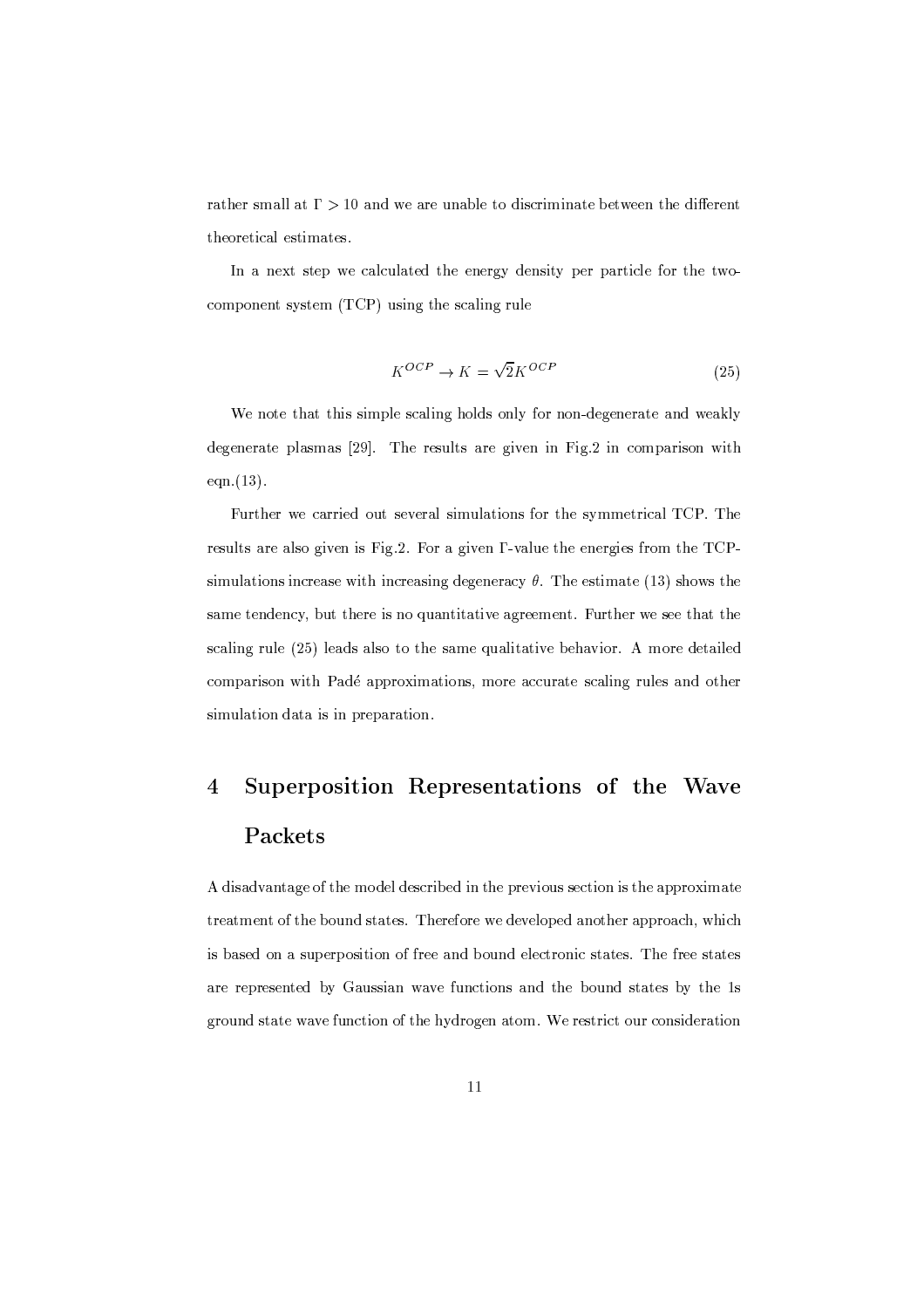rather small at $\Gamma > 10$ and we are unable to discriminate between the different theoretical estimates.

In a next step we calculated the energy density per particle for the two-component system (TCP) using the scaling rule

$$K^{OCP} \rightarrow K = \sqrt{2} K^{OCP} \tag{25}$$

We note that this simple scaling holds only for non-degenerate and weakly degenerate plasmas [29]. The results are given in Fig.2 in comparison with eqn.(13).

Further we carried out several simulations for the symmetrical TCP. The results are also given is Fig.2. For a given $\Gamma$-value the energies from the TCP-simulations increase with increasing degeneracy $\theta$. The estimate (13) shows the same tendency, but there is no quantitative agreement. Further we see that the scaling rule (25) leads also to the same qualitative behavior. A more detailed comparison with Padé approximations, more accurate scaling rules and other simulation data is in preparation.

# 4 Superposition Representations of the Wave Packets

A disadvantage of the model described in the previous section is the approximate treatment of the bound states. Therefore we developed another approach, which is based on a superposition of free and bound electronic states. The free states are represented by Gaussian wave functions and the bound states by the 1s ground state wave function of the hydrogen atom. We restrict our consideration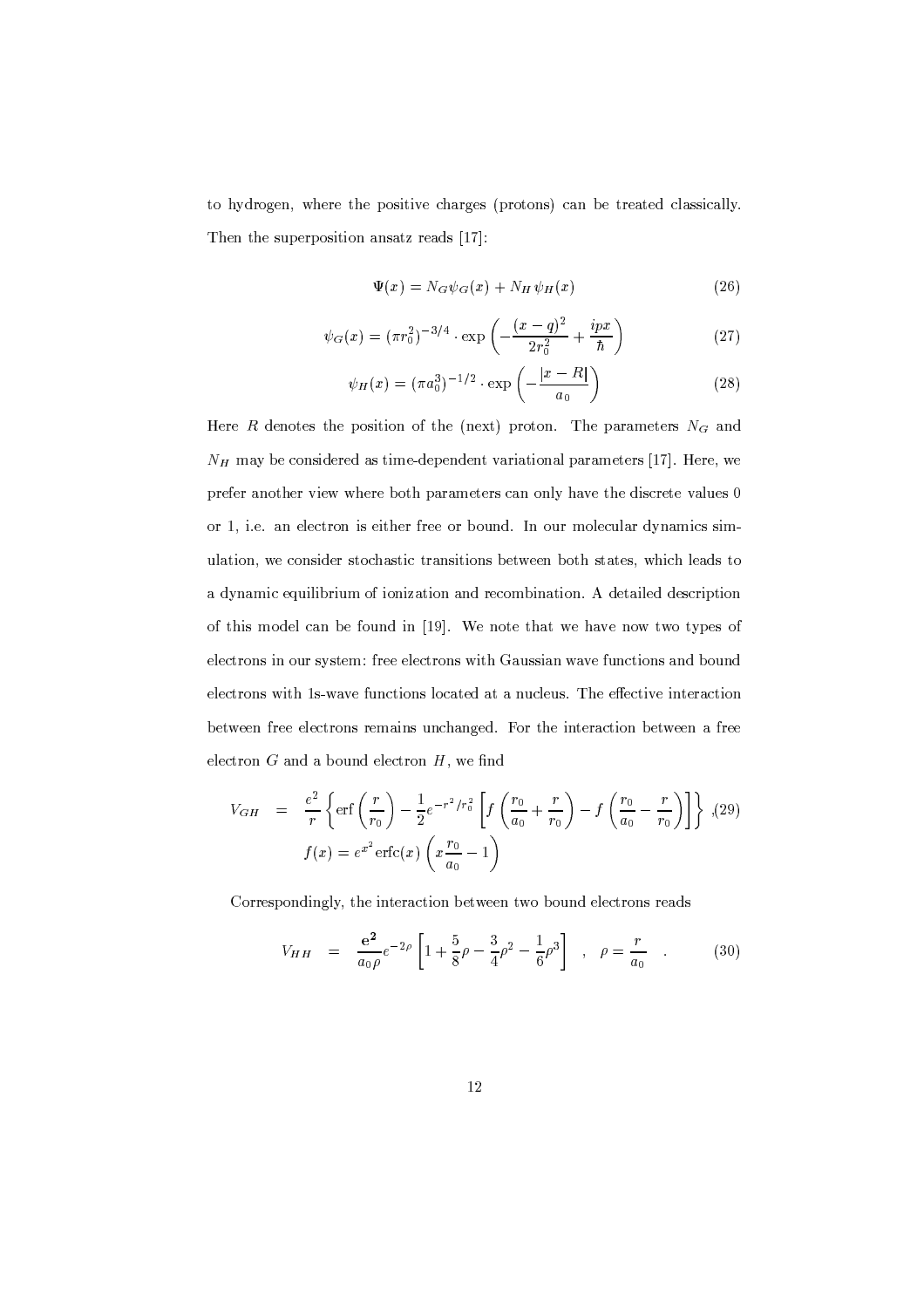to hydrogen, where the positive charges (protons) can be treated classically. Then the superposition ansatz reads [17]:

$$\Psi(x) = N_G \psi_G(x) + N_H \psi_H(x) \tag{26}$$

$$\psi_G(x) = (\pi r_0^2)^{-3/4} \cdot \exp\left(-\frac{(x-q)^2}{2r_0^2} + \frac{ipx}{\hbar}\right) \tag{27}$$

$$\psi_H(x) = (\pi a_0^3)^{-1/2} \cdot \exp\left(-\frac{|x-R|}{a_0}\right) \tag{28}$$

Here $R$ denotes the position of the (next) proton. The parameters $N_G$ and $N_H$ may be considered as time-dependent variational parameters [17]. Here, we prefer another view where both parameters can only have the discrete values 0 or 1, i.e. an electron is either free or bound. In our molecular dynamics simulation, we consider stochastic transitions between both states, which leads to a dynamic equilibrium of ionization and recombination. A detailed description of this model can be found in [19]. We note that we have now two types of electrons in our system: free electrons with Gaussian wave functions and bound electrons with 1s-wave functions located at a nucleus. The effective interaction between free electrons remains unchanged. For the interaction between a free electron $G$ and a bound electron $H$, we find

$$V_{GH} = \frac{e^2}{r}\left\{\mathrm{erf}\left(\frac{r}{r_0}\right) - \frac{1}{2}e^{-r^2/r_0^2}\left[f\left(\frac{r_0}{a_0}+\frac{r}{r_0}\right) - f\left(\frac{r_0}{a_0}-\frac{r}{r_0}\right)\right]\right\}, \tag{29}$$

$$f(x) = e^{x^2}\mathrm{erfc}(x)\left(x\frac{r_0}{a_0} - 1\right)$$

Correspondingly, the interaction between two bound electrons reads

$$V_{HH} = \frac{\mathbf{e^2}}{a_0\rho}e^{-2\rho}\left[1+\frac{5}{8}\rho - \frac{3}{4}\rho^2 - \frac{1}{6}\rho^3\right] \quad , \quad \rho = \frac{r}{a_0} \quad . \tag{30}$$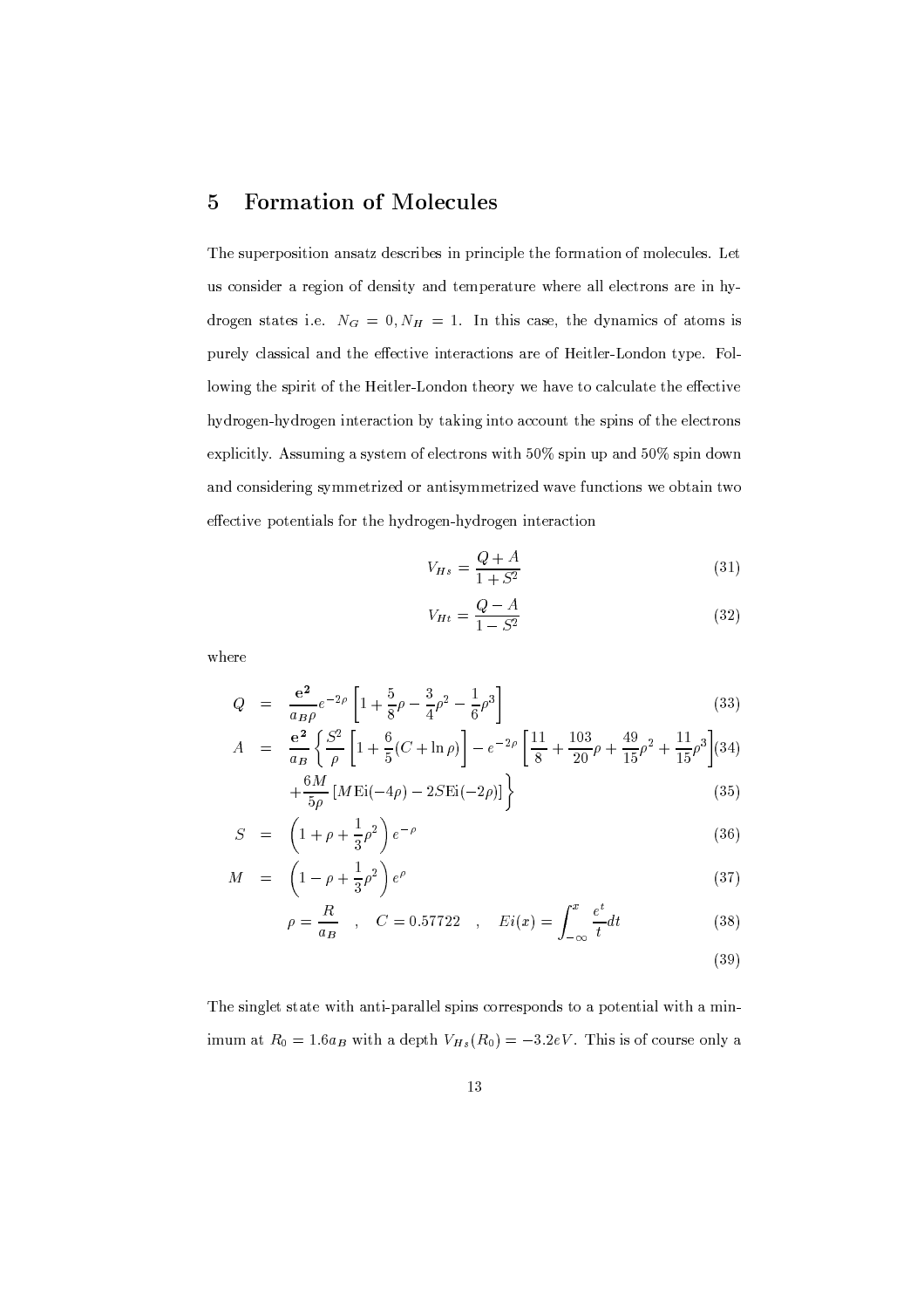## 5 Formation of Molecules

The superposition ansatz describes in principle the formation of molecules. Let us consider a region of density and temperature where all electrons are in hydrogen states i.e. $N_G = 0, N_H = 1$. In this case, the dynamics of atoms is purely classical and the effective interactions are of Heitler-London type. Following the spirit of the Heitler-London theory we have to calculate the effective hydrogen-hydrogen interaction by taking into account the spins of the electrons explicitly. Assuming a system of electrons with 50% spin up and 50% spin down and considering symmetrized or antisymmetrized wave functions we obtain two effective potentials for the hydrogen-hydrogen interaction

$$V_{Hs} = \frac{Q + A}{1 + S^2} \tag{31}$$

$$V_{Ht} = \frac{Q - A}{1 - S^2} \tag{32}$$

where

$$Q = \frac{\mathbf{e^2}}{a_B \rho} e^{-2\rho} \left[ 1 + \frac{5}{8}\rho - \frac{3}{4}\rho^2 - \frac{1}{6}\rho^3 \right] \tag{33}$$

$$A = \frac{\mathbf{e^2}}{a_B} \left\{ \frac{S^2}{\rho} \left[ 1 + \frac{6}{5}(C + \ln \rho) \right] - e^{-2\rho} \left[ \frac{11}{8} + \frac{103}{20}\rho + \frac{49}{15}\rho^2 + \frac{11}{15}\rho^3 \right] \right. \tag{34}$$

$$\left. + \frac{6M}{5\rho} \left[ M \mathrm{Ei}(-4\rho) - 2S \mathrm{Ei}(-2\rho) \right] \right\} \tag{35}$$

$$S = \left( 1 + \rho + \frac{1}{3}\rho^2 \right) e^{-\rho} \tag{36}$$

$$M = \left( 1 - \rho + \frac{1}{3}\rho^2 \right) e^{\rho} \tag{37}$$

$$\rho = \frac{R}{a_B} \quad , \quad C = 0.57722 \quad , \quad Ei(x) = \int_{-\infty}^{x} \frac{e^t}{t} dt \tag{38}$$

$$\tag{39}$$

The singlet state with anti-parallel spins corresponds to a potential with a minimum at $R_0 = 1.6 a_B$ with a depth $V_{Hs}(R_0) = -3.2eV$. This is of course only a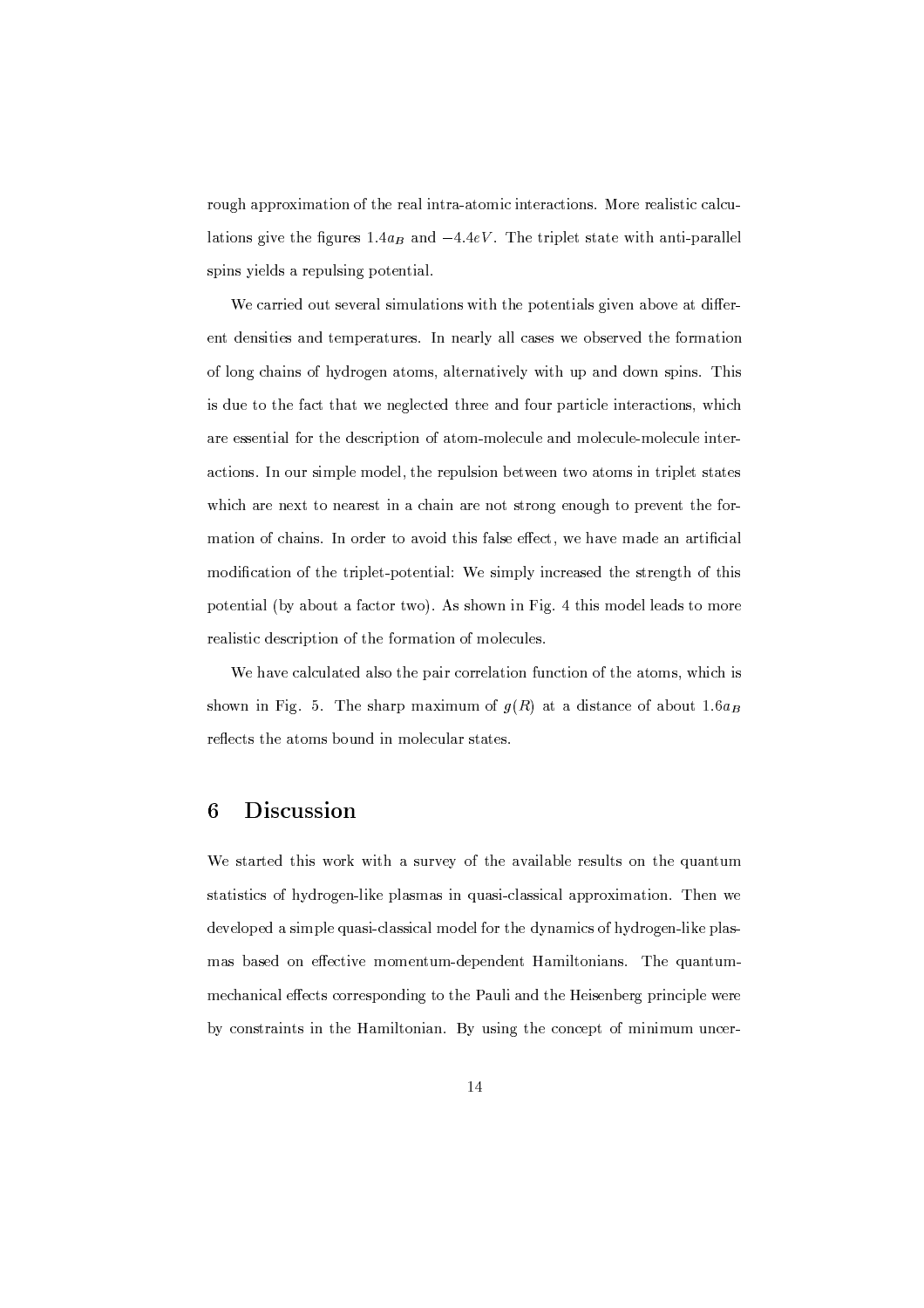rough approximation of the real intra-atomic interactions. More realistic calculations give the figures $1.4a_B$ and $-4.4eV$. The triplet state with anti-parallel spins yields a repulsing potential.

We carried out several simulations with the potentials given above at different densities and temperatures. In nearly all cases we observed the formation of long chains of hydrogen atoms, alternatively with up and down spins. This is due to the fact that we neglected three and four particle interactions, which are essential for the description of atom-molecule and molecule-molecule interactions. In our simple model, the repulsion between two atoms in triplet states which are next to nearest in a chain are not strong enough to prevent the formation of chains. In order to avoid this false effect, we have made an artificial modification of the triplet-potential: We simply increased the strength of this potential (by about a factor two). As shown in Fig. 4 this model leads to more realistic description of the formation of molecules.

We have calculated also the pair correlation function of the atoms, which is shown in Fig. 5. The sharp maximum of $g(R)$ at a distance of about $1.6a_B$ reflects the atoms bound in molecular states.

## 6 Discussion

We started this work with a survey of the available results on the quantum statistics of hydrogen-like plasmas in quasi-classical approximation. Then we developed a simple quasi-classical model for the dynamics of hydrogen-like plasmas based on effective momentum-dependent Hamiltonians. The quantum-mechanical effects corresponding to the Pauli and the Heisenberg principle were by constraints in the Hamiltonian. By using the concept of minimum uncer-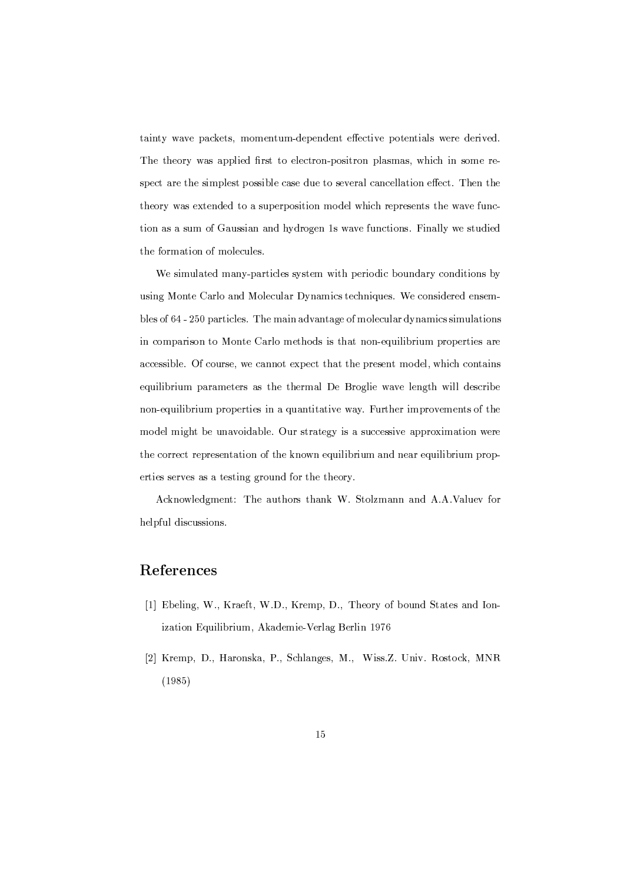tainty wave packets, momentum-dependent effective potentials were derived. The theory was applied first to electron-positron plasmas, which in some respect are the simplest possible case due to several cancellation effect. Then the theory was extended to a superposition model which represents the wave function as a sum of Gaussian and hydrogen 1s wave functions. Finally we studied the formation of molecules.

We simulated many-particles system with periodic boundary conditions by using Monte Carlo and Molecular Dynamics techniques. We considered ensembles of 64 - 250 particles. The main advantage of molecular dynamics simulations in comparison to Monte Carlo methods is that non-equilibrium properties are accessible. Of course, we cannot expect that the present model, which contains equilibrium parameters as the thermal De Broglie wave length will describe non-equilibrium properties in a quantitative way. Further improvements of the model might be unavoidable. Our strategy is a successive approximation were the correct representation of the known equilibrium and near equilibrium properties serves as a testing ground for the theory.

Acknowledgment: The authors thank W. Stolzmann and A.A.Valuev for helpful discussions.

## References

[1] Ebeling, W., Kraeft, W.D., Kremp, D., Theory of bound States and Ionization Equilibrium, Akademie-Verlag Berlin 1976

[2] Kremp, D., Haronska, P., Schlanges, M., Wiss.Z. Univ. Rostock, MNR (1985)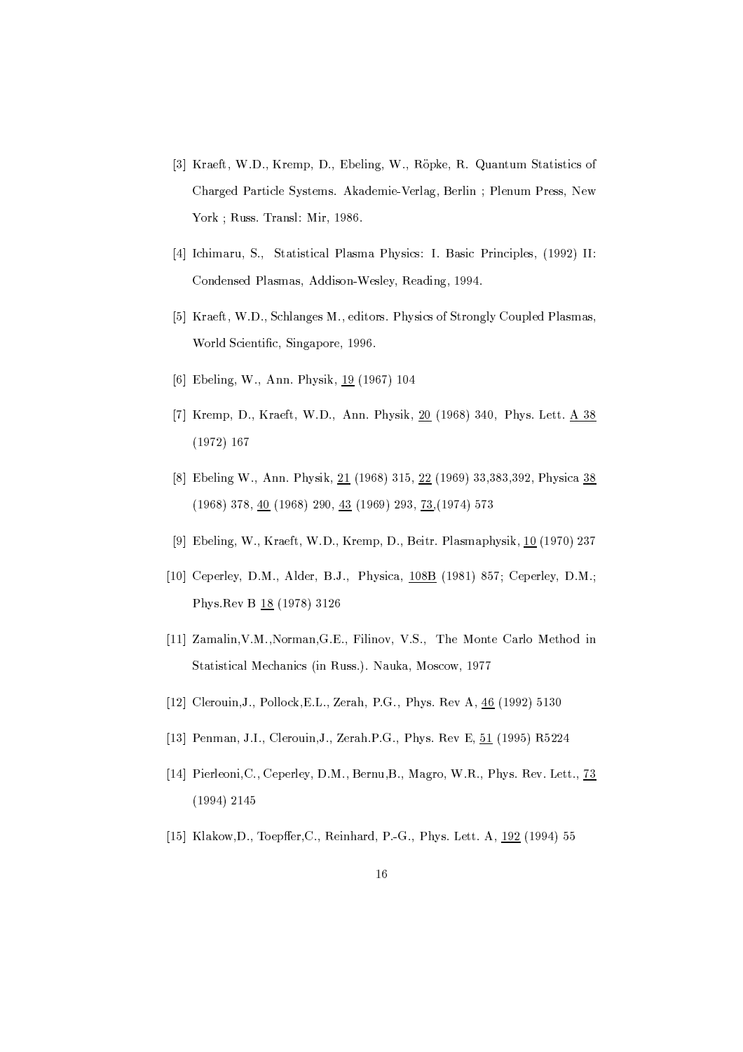[3] Kraeft, W.D., Kremp, D., Ebeling, W., Röpke, R. Quantum Statistics of Charged Particle Systems. Akademie-Verlag, Berlin ; Plenum Press, New York ; Russ. Transl: Mir, 1986.

[4] Ichimaru, S., Statistical Plasma Physics: I. Basic Principles, (1992) II: Condensed Plasmas, Addison-Wesley, Reading, 1994.

[5] Kraeft, W.D., Schlanges M., editors. Physics of Strongly Coupled Plasmas, World Scientific, Singapore, 1996.

[6] Ebeling, W., Ann. Physik, 19 (1967) 104

[7] Kremp, D., Kraeft, W.D., Ann. Physik, 20 (1968) 340, Phys. Lett. A 38 (1972) 167

[8] Ebeling W., Ann. Physik, 21 (1968) 315, 22 (1969) 33,383,392, Physica 38 (1968) 378, 40 (1968) 290, 43 (1969) 293, 73,(1974) 573

[9] Ebeling, W., Kraeft, W.D., Kremp, D., Beitr. Plasmaphysik, 10 (1970) 237

[10] Ceperley, D.M., Alder, B.J., Physica, 108B (1981) 857; Ceperley, D.M.; Phys.Rev B 18 (1978) 3126

[11] Zamalin,V.M.,Norman,G.E., Filinov, V.S., The Monte Carlo Method in Statistical Mechanics (in Russ.). Nauka, Moscow, 1977

[12] Clerouin,J., Pollock,E.L., Zerah, P.G., Phys. Rev A, 46 (1992) 5130

[13] Penman, J.I., Clerouin,J., Zerah.P.G., Phys. Rev E, 51 (1995) R5224

[14] Pierleoni,C., Ceperley, D.M., Bernu,B., Magro, W.R., Phys. Rev. Lett., 73 (1994) 2145

[15] Klakow,D., Toepffer,C., Reinhard, P.-G., Phys. Lett. A, 192 (1994) 55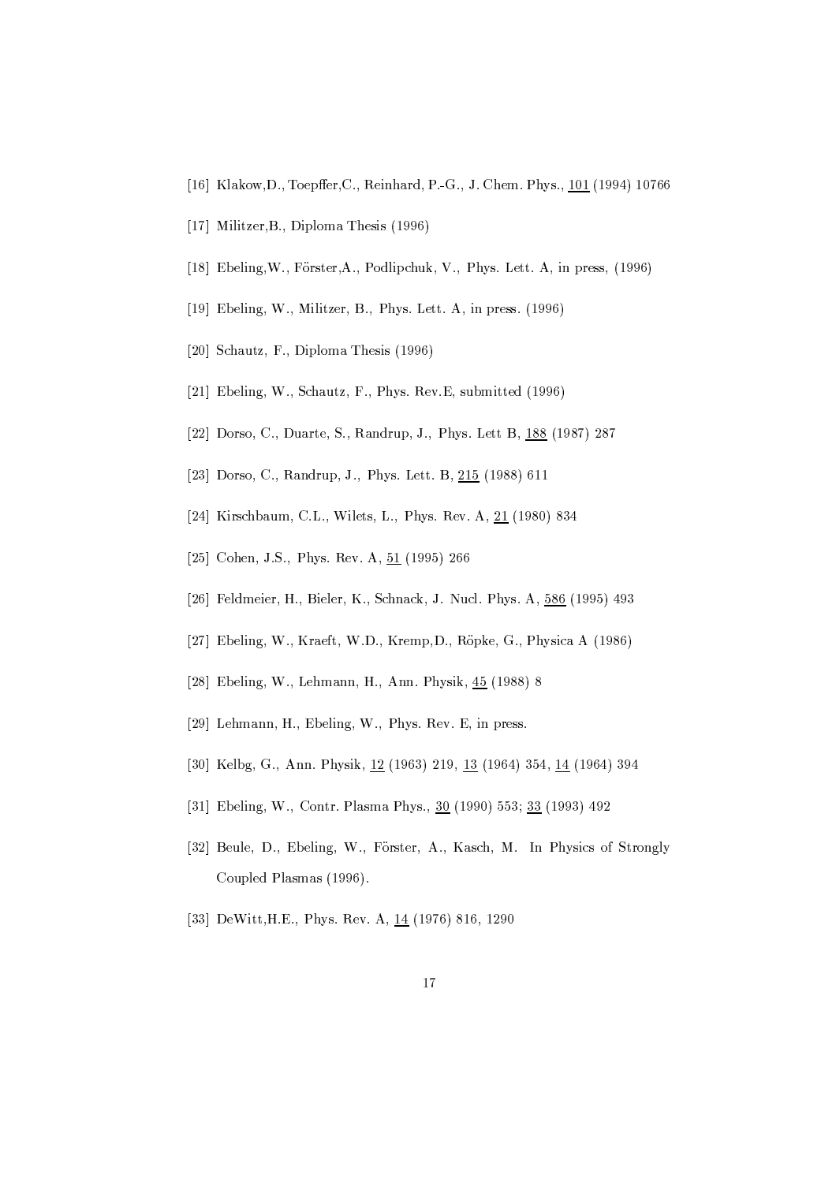[16] Klakow,D., Toepffer,C., Reinhard, P.-G., J. Chem. Phys., 101 (1994) 10766

[17] Militzer,B., Diploma Thesis (1996)

[18] Ebeling,W., Förster,A., Podlipchuk, V., Phys. Lett. A, in press, (1996)

[19] Ebeling, W., Militzer, B., Phys. Lett. A, in press. (1996)

[20] Schautz, F., Diploma Thesis (1996)

[21] Ebeling, W., Schautz, F., Phys. Rev.E, submitted (1996)

[22] Dorso, C., Duarte, S., Randrup, J., Phys. Lett B, 188 (1987) 287

[23] Dorso, C., Randrup, J., Phys. Lett. B, 215 (1988) 611

[24] Kirschbaum, C.L., Wilets, L., Phys. Rev. A, 21 (1980) 834

[25] Cohen, J.S., Phys. Rev. A, 51 (1995) 266

[26] Feldmeier, H., Bieler, K., Schnack, J. Nucl. Phys. A, 586 (1995) 493

[27] Ebeling, W., Kraeft, W.D., Kremp,D., Röpke, G., Physica A (1986)

[28] Ebeling, W., Lehmann, H., Ann. Physik, 45 (1988) 8

[29] Lehmann, H., Ebeling, W., Phys. Rev. E, in press.

[30] Kelbg, G., Ann. Physik, 12 (1963) 219, 13 (1964) 354, 14 (1964) 394

[31] Ebeling, W., Contr. Plasma Phys., 30 (1990) 553; 33 (1993) 492

[32] Beule, D., Ebeling, W., Förster, A., Kasch, M. In Physics of Strongly Coupled Plasmas (1996).

[33] DeWitt,H.E., Phys. Rev. A, 14 (1976) 816, 1290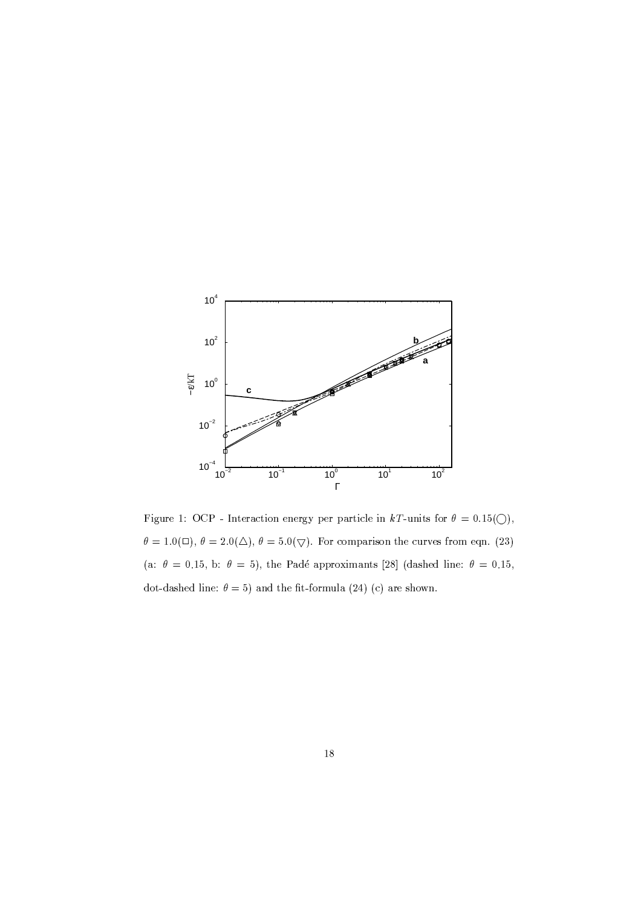Figure 1: OCP - Interaction energy per particle in $kT$-units for $\theta = 0.15(\bigcirc)$, $\theta = 1.0(\square)$, $\theta = 2.0(\triangle)$, $\theta = 5.0(\bigtriangledown)$. For comparison the curves from eqn. (23) (a: $\theta = 0.15$, b: $\theta = 5$), the Padé approximants [28] (dashed line: $\theta = 0.15$, dot-dashed line: $\theta = 5$) and the fit-formula (24) (c) are shown.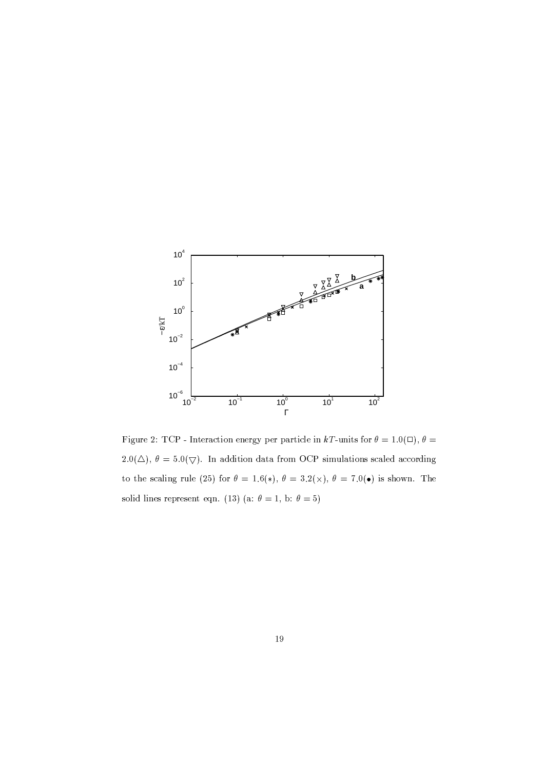Figure 2: TCP - Interaction energy per particle in $kT$-units for $\theta = 1.0(\square)$, $\theta = 2.0(\triangle)$, $\theta = 5.0(\bigtriangledown)$. In addition data from OCP simulations scaled according to the scaling rule (25) for $\theta = 1.6(*)$, $\theta = 3.2(\times)$, $\theta = 7.0(\bullet)$ is shown. The solid lines represent eqn. (13) (a: $\theta = 1$, b: $\theta = 5$)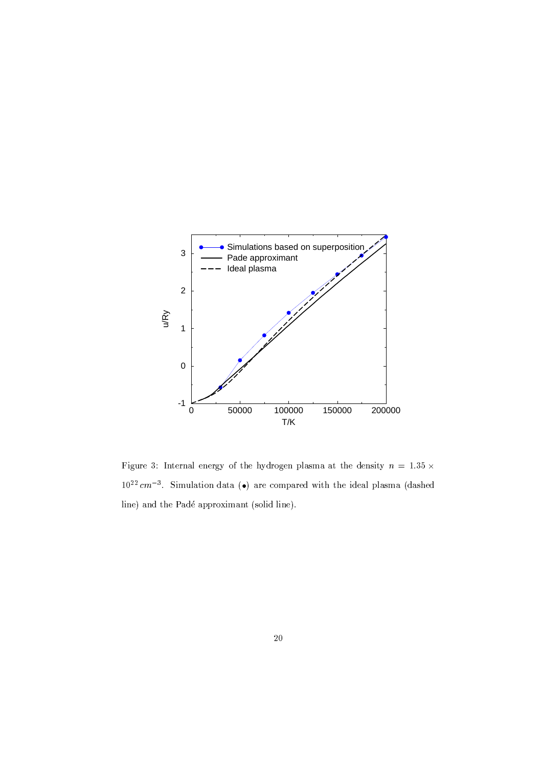Figure 3: Internal energy of the hydrogen plasma at the density $n = 1.35 \times 10^{22}\, cm^{-3}$. Simulation data ($\bullet$) are compared with the ideal plasma (dashed line) and the Padé approximant (solid line).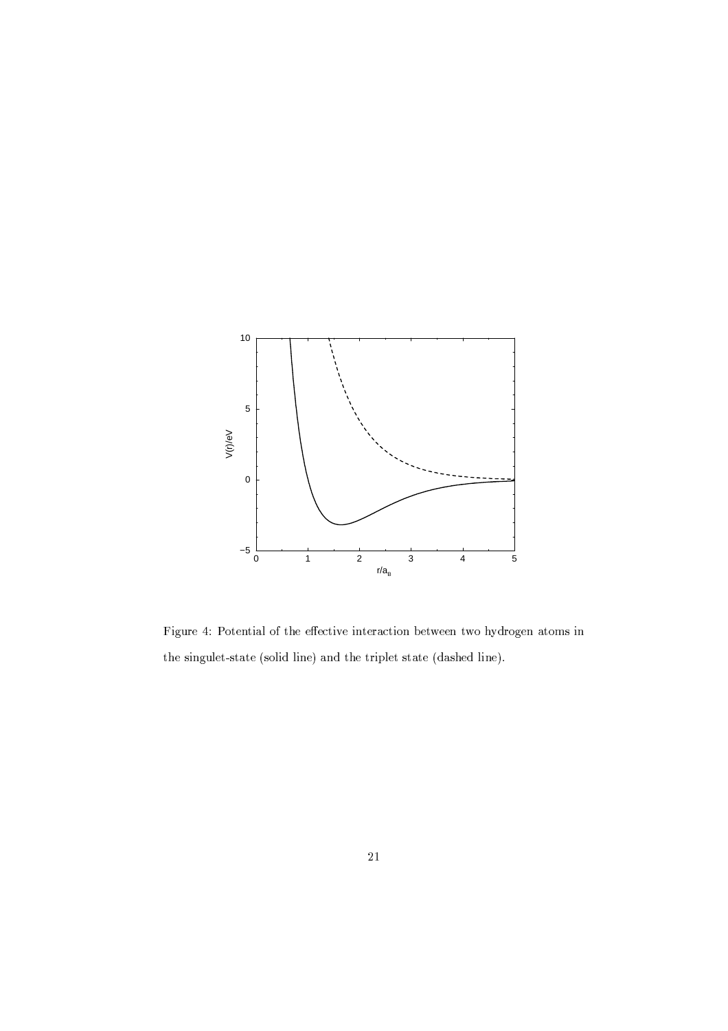Figure 4: Potential of the effective interaction between two hydrogen atoms in the singulet-state (solid line) and the triplet state (dashed line).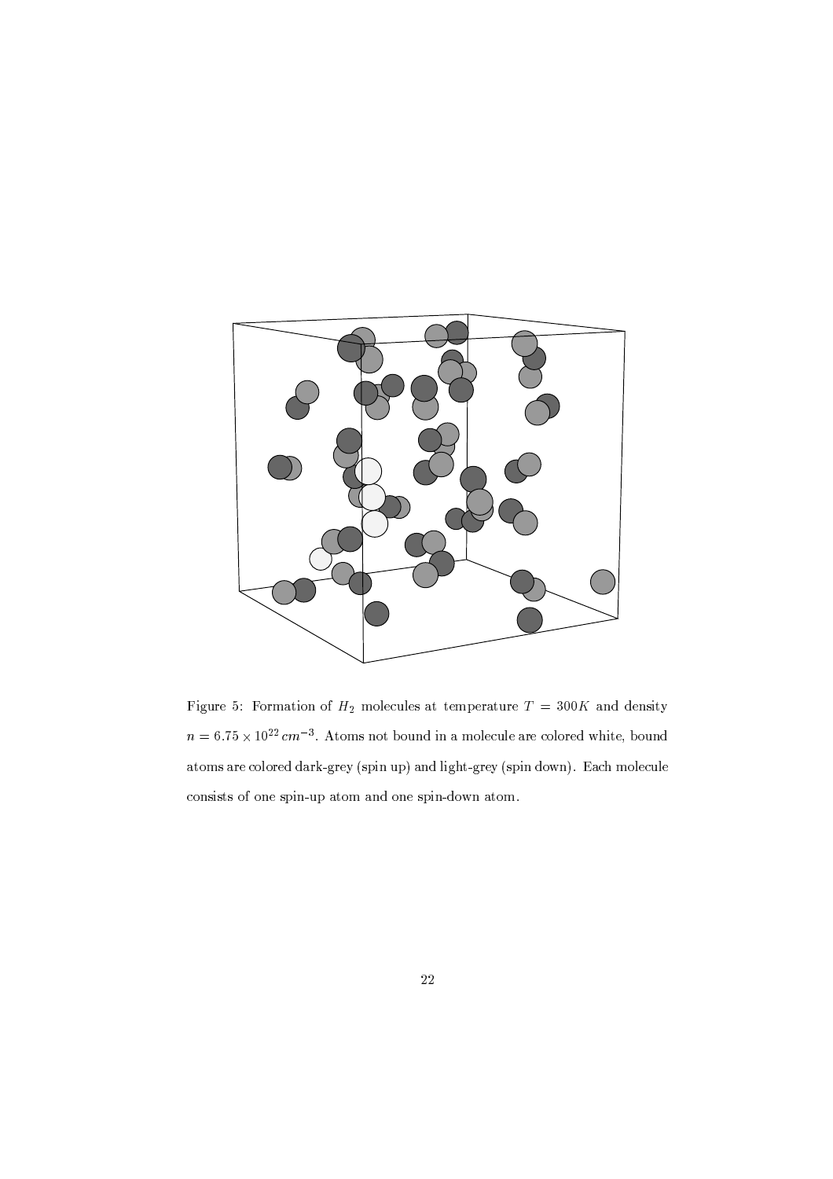Figure 5: Formation of $H_2$ molecules at temperature $T = 300K$ and density $n = 6.75 \times 10^{22}\, cm^{-3}$. Atoms not bound in a molecule are colored white, bound atoms are colored dark-grey (spin up) and light-grey (spin down). Each molecule consists of one spin-up atom and one spin-down atom.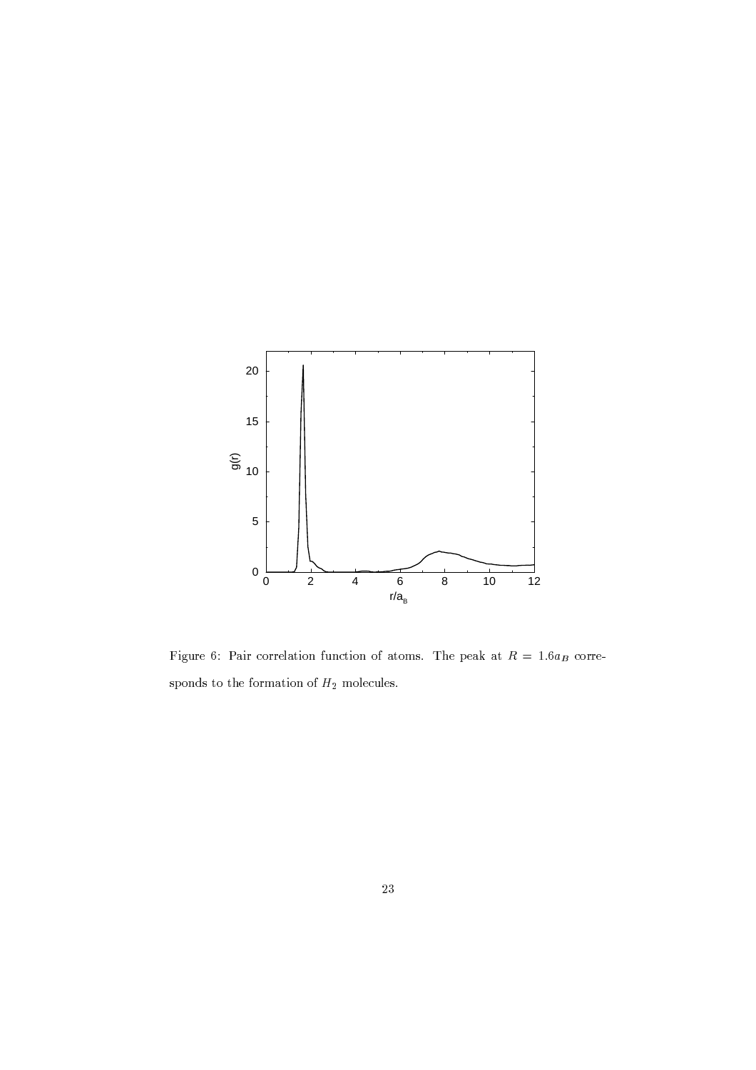g(r)

20

15

10

5

0

0 2 4 6 8 10 12

r/a$_B$

Figure 6: Pair correlation function of atoms. The peak at $R = 1.6a_B$ corresponds to the formation of $H_2$ molecules.